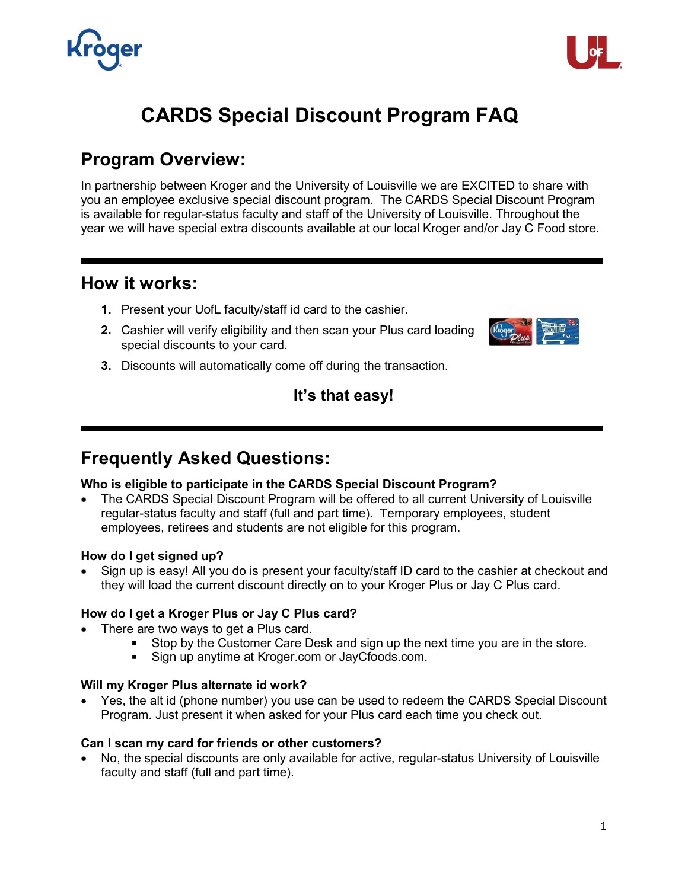# CARDS Special Discount Program FAQ

## Program Overview:

In partnership between Kroger and the University of Louisville we are EXCITED to share with you an employee exclusive special discount program. The CARDS Special Discount Program is available for regular-status faculty and staff of the University of Louisville. Throughout the year we will have special extra discounts available at our local Kroger and/or Jay C Food store.

---

## How it works:

1. Present your UofL faculty/staff id card to the cashier.
2. Cashier will verify eligibility and then scan your Plus card loading special discounts to your card.
3. Discounts will automatically come off during the transaction.

**It's that easy!**

---

## Frequently Asked Questions:

**Who is eligible to participate in the CARDS Special Discount Program?**

- The CARDS Special Discount Program will be offered to all current University of Louisville regular-status faculty and staff (full and part time). Temporary employees, student employees, retirees and students are not eligible for this program.

**How do I get signed up?**

- Sign up is easy! All you do is present your faculty/staff ID card to the cashier at checkout and they will load the current discount directly on to your Kroger Plus or Jay C Plus card.

**How do I get a Kroger Plus or Jay C Plus card?**

- There are two ways to get a Plus card.
  - Stop by the Customer Care Desk and sign up the next time you are in the store.
  - Sign up anytime at Kroger.com or JayCfoods.com.

**Will my Kroger Plus alternate id work?**

- Yes, the alt id (phone number) you use can be used to redeem the CARDS Special Discount Program. Just present it when asked for your Plus card each time you check out.

**Can I scan my card for friends or other customers?**

- No, the special discounts are only available for active, regular-status University of Louisville faculty and staff (full and part time).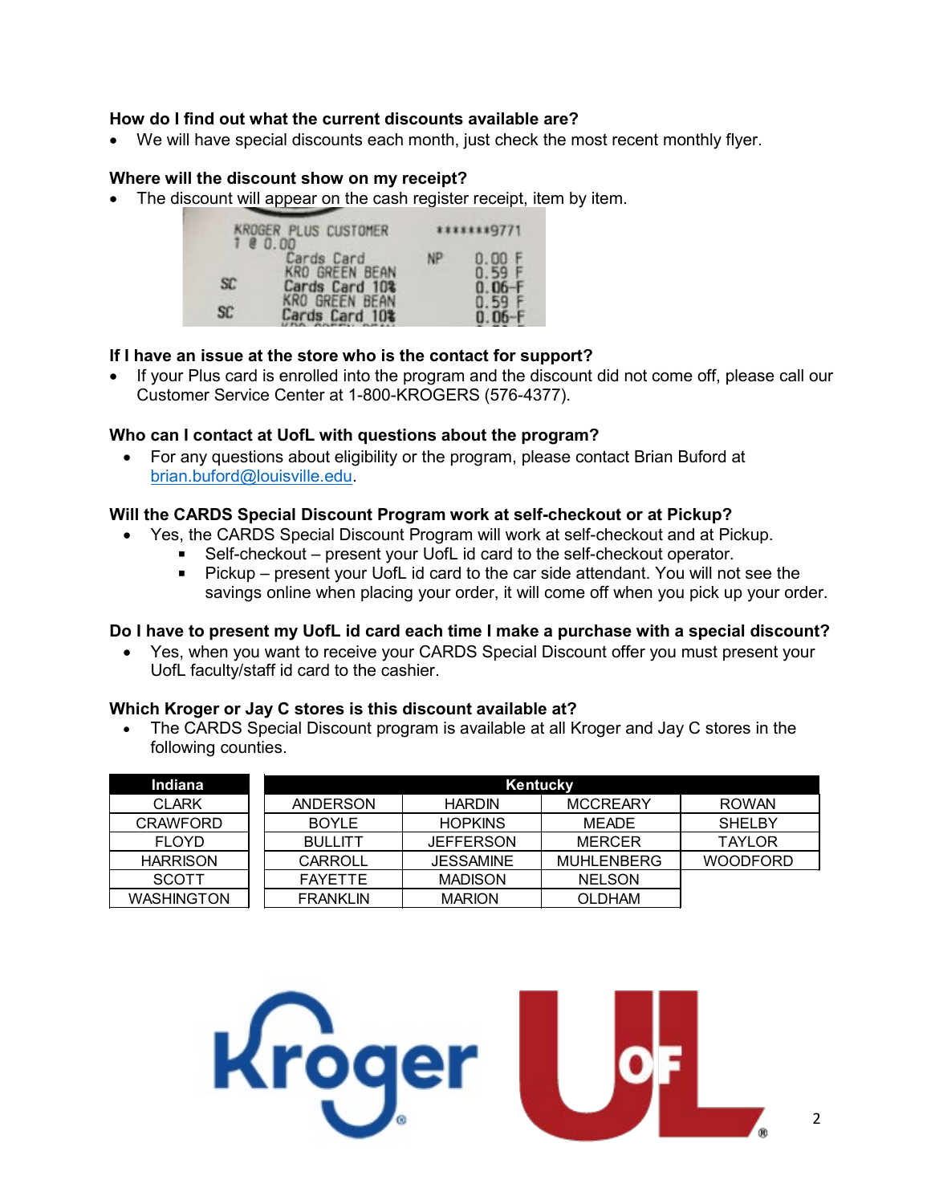**How do I find out what the current discounts available are?**

- We will have special discounts each month, just check the most recent monthly flyer.

**Where will the discount show on my receipt?**

- The discount will appear on the cash register receipt, item by item.

**If I have an issue at the store who is the contact for support?**

- If your Plus card is enrolled into the program and the discount did not come off, please call our Customer Service Center at 1-800-KROGERS (576-4377).

**Who can I contact at UofL with questions about the program?**

- For any questions about eligibility or the program, please contact Brian Buford at brian.buford@louisville.edu.

**Will the CARDS Special Discount Program work at self-checkout or at Pickup?**

- Yes, the CARDS Special Discount Program will work at self-checkout and at Pickup.
  - Self-checkout – present your UofL id card to the self-checkout operator.
  - Pickup – present your UofL id card to the car side attendant. You will not see the savings online when placing your order, it will come off when you pick up your order.

**Do I have to present my UofL id card each time I make a purchase with a special discount?**

- Yes, when you want to receive your CARDS Special Discount offer you must present your UofL faculty/staff id card to the cashier.

**Which Kroger or Jay C stores is this discount available at?**

- The CARDS Special Discount program is available at all Kroger and Jay C stores in the following counties.

| Indiana |
|---|
| CLARK |
| CRAWFORD |
| FLOYD |
| HARRISON |
| SCOTT |
| WASHINGTON |

| Kentucky | | | |
|---|---|---|---|
| ANDERSON | HARDIN | MCCREARY | ROWAN |
| BOYLE | HOPKINS | MEADE | SHELBY |
| BULLITT | JEFFERSON | MERCER | TAYLOR |
| CARROLL | JESSAMINE | MUHLENBERG | WOODFORD |
| FAYETTE | MADISON | NELSON | |
| FRANKLIN | MARION | OLDHAM | |